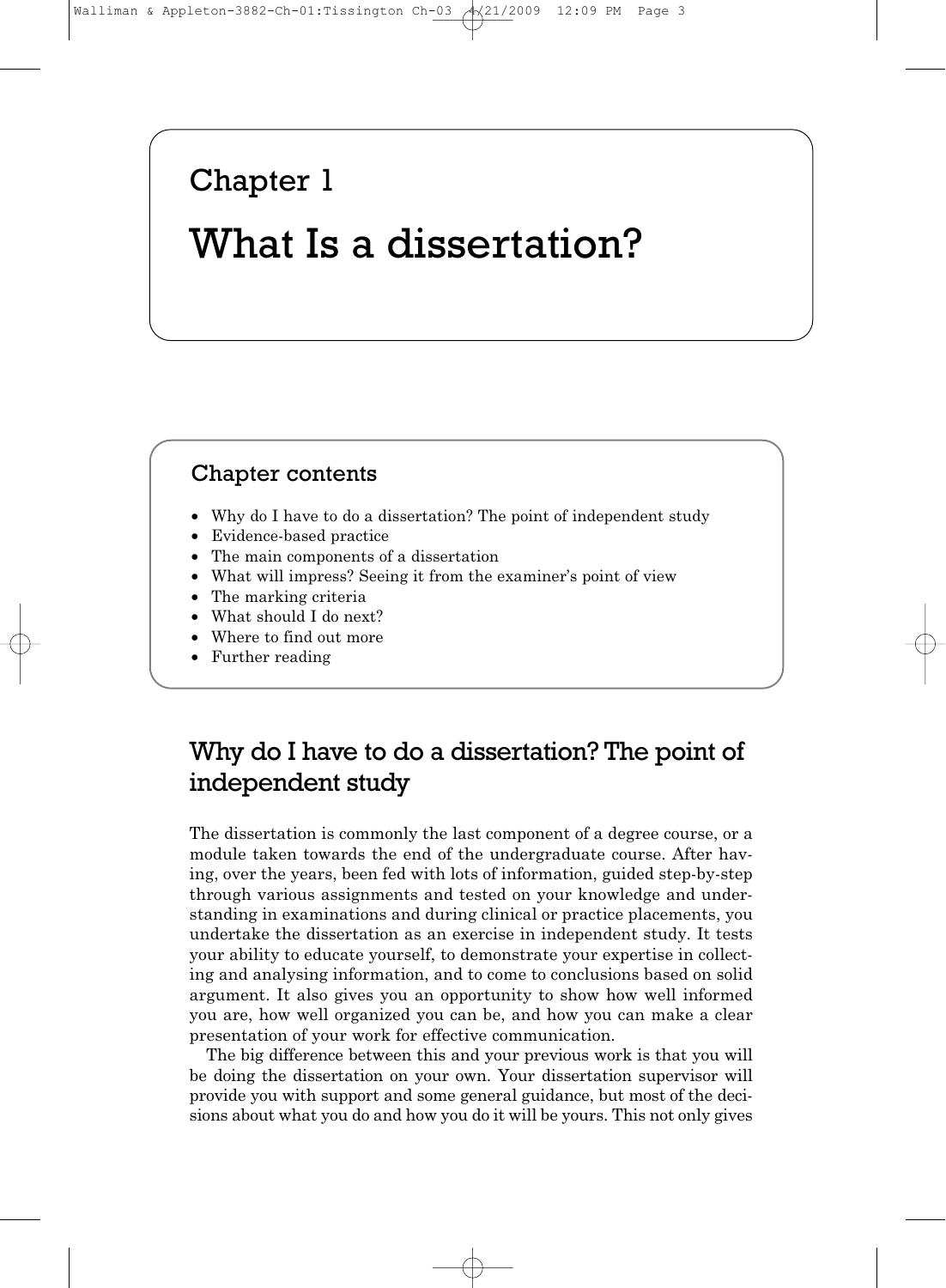# Chapter 1

# What Is a dissertation?

## Chapter contents

- Why do I have to do a dissertation? The point of independent study
- Evidence-based practice
- The main components of a dissertation
- What will impress? Seeing it from the examiner's point of view
- The marking criteria
- What should I do next?
- Where to find out more
- Further reading

## Why do I have to do a dissertation? The point of independent study

The dissertation is commonly the last component of a degree course, or a module taken towards the end of the undergraduate course. After having, over the years, been fed with lots of information, guided step-by-step through various assignments and tested on your knowledge and understanding in examinations and during clinical or practice placements, you undertake the dissertation as an exercise in independent study. It tests your ability to educate yourself, to demonstrate your expertise in collecting and analysing information, and to come to conclusions based on solid argument. It also gives you an opportunity to show how well informed you are, how well organized you can be, and how you can make a clear presentation of your work for effective communication.

The big difference between this and your previous work is that you will be doing the dissertation on your own. Your dissertation supervisor will provide you with support and some general guidance, but most of the decisions about what you do and how you do it will be yours. This not only gives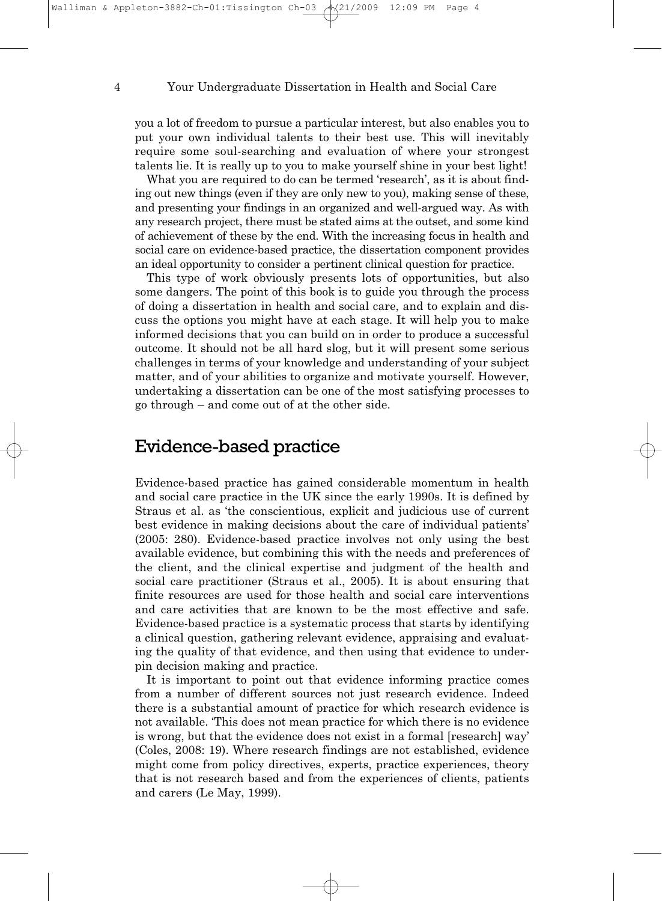you a lot of freedom to pursue a particular interest, but also enables you to put your own individual talents to their best use. This will inevitably require some soul-searching and evaluation of where your strongest talents lie. It is really up to you to make yourself shine in your best light!

What you are required to do can be termed 'research', as it is about finding out new things (even if they are only new to you), making sense of these, and presenting your findings in an organized and well-argued way. As with any research project, there must be stated aims at the outset, and some kind of achievement of these by the end. With the increasing focus in health and social care on evidence-based practice, the dissertation component provides an ideal opportunity to consider a pertinent clinical question for practice.

This type of work obviously presents lots of opportunities, but also some dangers. The point of this book is to guide you through the process of doing a dissertation in health and social care, and to explain and discuss the options you might have at each stage. It will help you to make informed decisions that you can build on in order to produce a successful outcome. It should not be all hard slog, but it will present some serious challenges in terms of your knowledge and understanding of your subject matter, and of your abilities to organize and motivate yourself. However, undertaking a dissertation can be one of the most satisfying processes to go through – and come out of at the other side.

## Evidence-based practice

Evidence-based practice has gained considerable momentum in health and social care practice in the UK since the early 1990s. It is defined by Straus et al. as 'the conscientious, explicit and judicious use of current best evidence in making decisions about the care of individual patients' (2005: 280). Evidence-based practice involves not only using the best available evidence, but combining this with the needs and preferences of the client, and the clinical expertise and judgment of the health and social care practitioner (Straus et al., 2005). It is about ensuring that finite resources are used for those health and social care interventions and care activities that are known to be the most effective and safe. Evidence-based practice is a systematic process that starts by identifying a clinical question, gathering relevant evidence, appraising and evaluating the quality of that evidence, and then using that evidence to underpin decision making and practice.

It is important to point out that evidence informing practice comes from a number of different sources not just research evidence. Indeed there is a substantial amount of practice for which research evidence is not available. 'This does not mean practice for which there is no evidence is wrong, but that the evidence does not exist in a formal [research] way' (Coles, 2008: 19). Where research findings are not established, evidence might come from policy directives, experts, practice experiences, theory that is not research based and from the experiences of clients, patients and carers (Le May, 1999).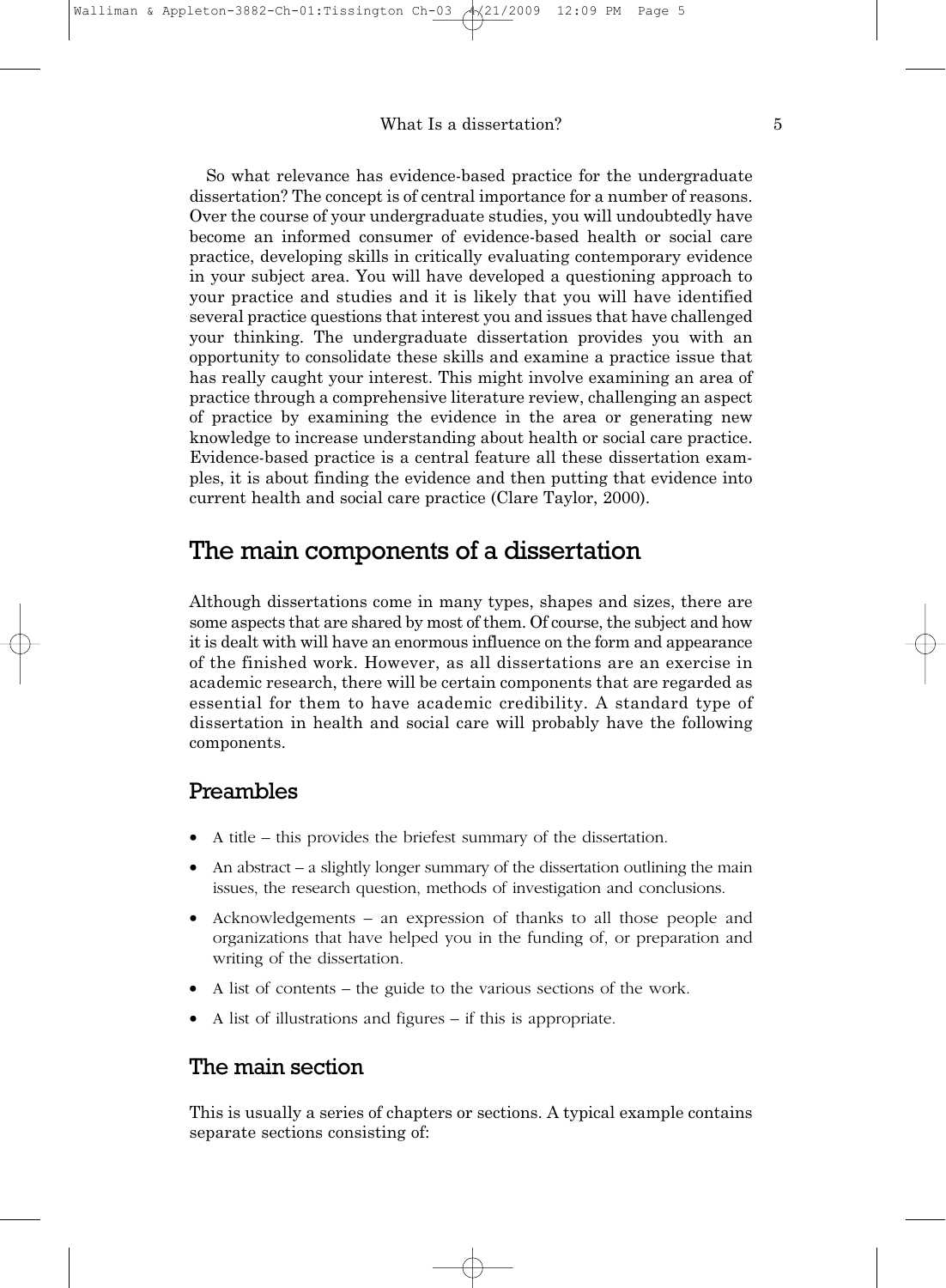So what relevance has evidence-based practice for the undergraduate dissertation? The concept is of central importance for a number of reasons. Over the course of your undergraduate studies, you will undoubtedly have become an informed consumer of evidence-based health or social care practice, developing skills in critically evaluating contemporary evidence in your subject area. You will have developed a questioning approach to your practice and studies and it is likely that you will have identified several practice questions that interest you and issues that have challenged your thinking. The undergraduate dissertation provides you with an opportunity to consolidate these skills and examine a practice issue that has really caught your interest. This might involve examining an area of practice through a comprehensive literature review, challenging an aspect of practice by examining the evidence in the area or generating new knowledge to increase understanding about health or social care practice. Evidence-based practice is a central feature all these dissertation examples, it is about finding the evidence and then putting that evidence into current health and social care practice (Clare Taylor, 2000).

## The main components of a dissertation

Although dissertations come in many types, shapes and sizes, there are some aspects that are shared by most of them. Of course, the subject and how it is dealt with will have an enormous influence on the form and appearance of the finished work. However, as all dissertations are an exercise in academic research, there will be certain components that are regarded as essential for them to have academic credibility. A standard type of dissertation in health and social care will probably have the following components.

### Preambles

- A title – this provides the briefest summary of the dissertation.
- An abstract – a slightly longer summary of the dissertation outlining the main issues, the research question, methods of investigation and conclusions.
- Acknowledgements – an expression of thanks to all those people and organizations that have helped you in the funding of, or preparation and writing of the dissertation.
- A list of contents – the guide to the various sections of the work.
- A list of illustrations and figures – if this is appropriate.

### The main section

This is usually a series of chapters or sections. A typical example contains separate sections consisting of: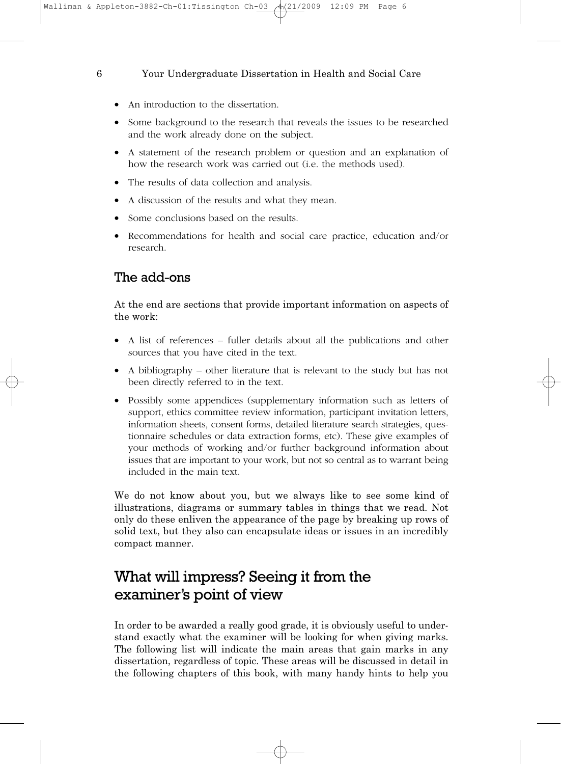- An introduction to the dissertation.
- Some background to the research that reveals the issues to be researched and the work already done on the subject.
- A statement of the research problem or question and an explanation of how the research work was carried out (i.e. the methods used).
- The results of data collection and analysis.
- A discussion of the results and what they mean.
- Some conclusions based on the results.
- Recommendations for health and social care practice, education and/or research.

### The add-ons

At the end are sections that provide important information on aspects of the work:

- A list of references – fuller details about all the publications and other sources that you have cited in the text.
- A bibliography – other literature that is relevant to the study but has not been directly referred to in the text.
- Possibly some appendices (supplementary information such as letters of support, ethics committee review information, participant invitation letters, information sheets, consent forms, detailed literature search strategies, questionnaire schedules or data extraction forms, etc). These give examples of your methods of working and/or further background information about issues that are important to your work, but not so central as to warrant being included in the main text.

We do not know about you, but we always like to see some kind of illustrations, diagrams or summary tables in things that we read. Not only do these enliven the appearance of the page by breaking up rows of solid text, but they also can encapsulate ideas or issues in an incredibly compact manner.

## What will impress? Seeing it from the examiner's point of view

In order to be awarded a really good grade, it is obviously useful to understand exactly what the examiner will be looking for when giving marks. The following list will indicate the main areas that gain marks in any dissertation, regardless of topic. These areas will be discussed in detail in the following chapters of this book, with many handy hints to help you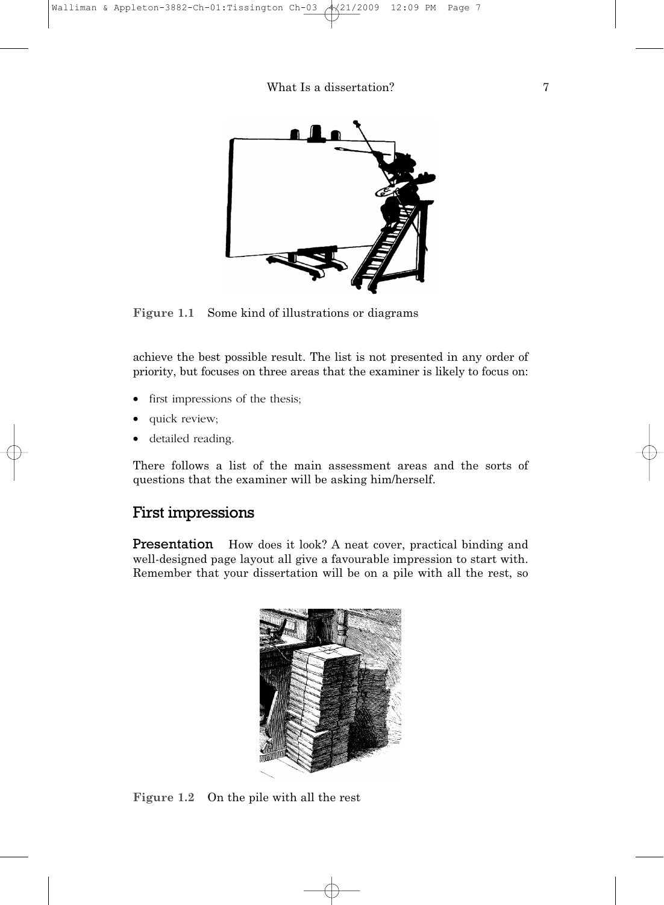Figure 1.1 Some kind of illustrations or diagrams

achieve the best possible result. The list is not presented in any order of priority, but focuses on three areas that the examiner is likely to focus on:

- first impressions of the thesis;
- quick review;
- detailed reading.

There follows a list of the main assessment areas and the sorts of questions that the examiner will be asking him/herself.

## First impressions

**Presentation** How does it look? A neat cover, practical binding and well-designed page layout all give a favourable impression to start with. Remember that your dissertation will be on a pile with all the rest, so

Figure 1.2 On the pile with all the rest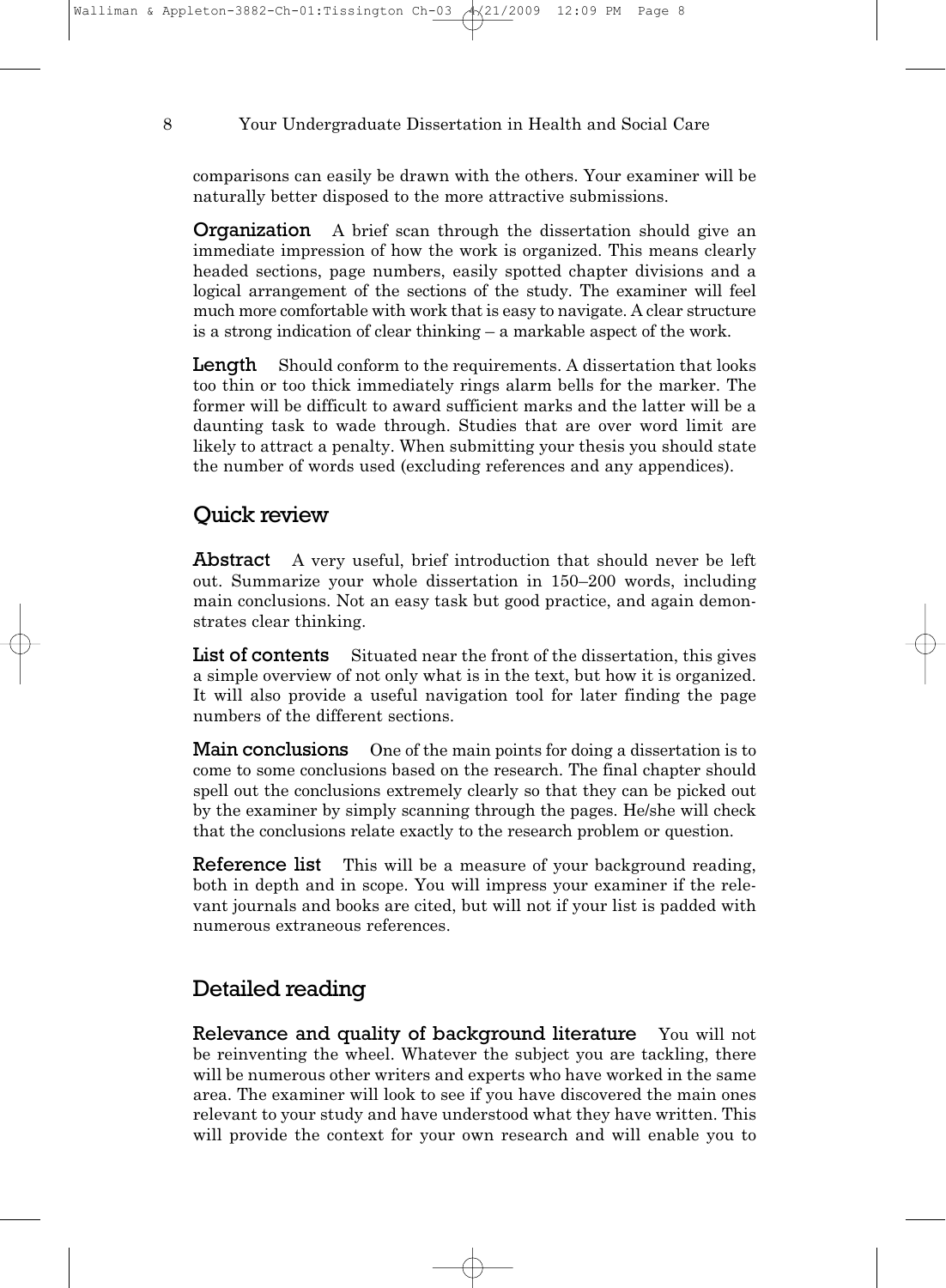comparisons can easily be drawn with the others. Your examiner will be naturally better disposed to the more attractive submissions.

**Organization** A brief scan through the dissertation should give an immediate impression of how the work is organized. This means clearly headed sections, page numbers, easily spotted chapter divisions and a logical arrangement of the sections of the study. The examiner will feel much more comfortable with work that is easy to navigate. A clear structure is a strong indication of clear thinking – a markable aspect of the work.

**Length** Should conform to the requirements. A dissertation that looks too thin or too thick immediately rings alarm bells for the marker. The former will be difficult to award sufficient marks and the latter will be a daunting task to wade through. Studies that are over word limit are likely to attract a penalty. When submitting your thesis you should state the number of words used (excluding references and any appendices).

## Quick review

**Abstract** A very useful, brief introduction that should never be left out. Summarize your whole dissertation in 150–200 words, including main conclusions. Not an easy task but good practice, and again demonstrates clear thinking.

**List of contents** Situated near the front of the dissertation, this gives a simple overview of not only what is in the text, but how it is organized. It will also provide a useful navigation tool for later finding the page numbers of the different sections.

**Main conclusions** One of the main points for doing a dissertation is to come to some conclusions based on the research. The final chapter should spell out the conclusions extremely clearly so that they can be picked out by the examiner by simply scanning through the pages. He/she will check that the conclusions relate exactly to the research problem or question.

**Reference list** This will be a measure of your background reading, both in depth and in scope. You will impress your examiner if the relevant journals and books are cited, but will not if your list is padded with numerous extraneous references.

## Detailed reading

**Relevance and quality of background literature** You will not be reinventing the wheel. Whatever the subject you are tackling, there will be numerous other writers and experts who have worked in the same area. The examiner will look to see if you have discovered the main ones relevant to your study and have understood what they have written. This will provide the context for your own research and will enable you to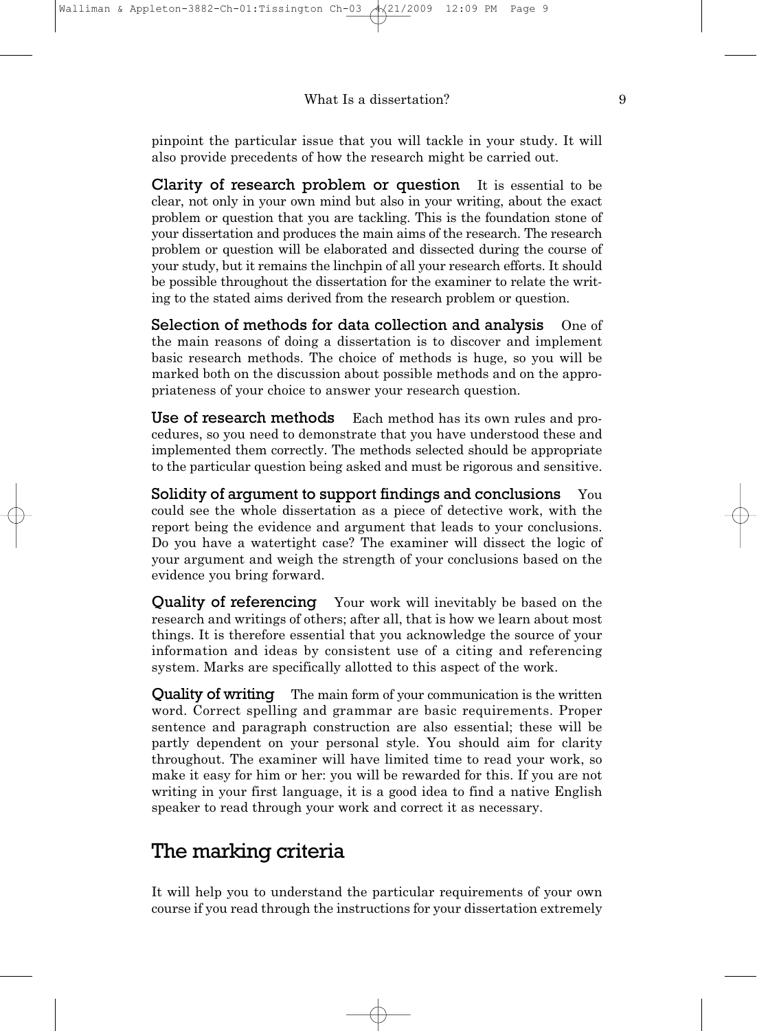pinpoint the particular issue that you will tackle in your study. It will also provide precedents of how the research might be carried out.

**Clarity of research problem or question** It is essential to be clear, not only in your own mind but also in your writing, about the exact problem or question that you are tackling. This is the foundation stone of your dissertation and produces the main aims of the research. The research problem or question will be elaborated and dissected during the course of your study, but it remains the linchpin of all your research efforts. It should be possible throughout the dissertation for the examiner to relate the writing to the stated aims derived from the research problem or question.

**Selection of methods for data collection and analysis** One of the main reasons of doing a dissertation is to discover and implement basic research methods. The choice of methods is huge, so you will be marked both on the discussion about possible methods and on the appropriateness of your choice to answer your research question.

**Use of research methods** Each method has its own rules and procedures, so you need to demonstrate that you have understood these and implemented them correctly. The methods selected should be appropriate to the particular question being asked and must be rigorous and sensitive.

**Solidity of argument to support findings and conclusions** You could see the whole dissertation as a piece of detective work, with the report being the evidence and argument that leads to your conclusions. Do you have a watertight case? The examiner will dissect the logic of your argument and weigh the strength of your conclusions based on the evidence you bring forward.

**Quality of referencing** Your work will inevitably be based on the research and writings of others; after all, that is how we learn about most things. It is therefore essential that you acknowledge the source of your information and ideas by consistent use of a citing and referencing system. Marks are specifically allotted to this aspect of the work.

**Quality of writing** The main form of your communication is the written word. Correct spelling and grammar are basic requirements. Proper sentence and paragraph construction are also essential; these will be partly dependent on your personal style. You should aim for clarity throughout. The examiner will have limited time to read your work, so make it easy for him or her: you will be rewarded for this. If you are not writing in your first language, it is a good idea to find a native English speaker to read through your work and correct it as necessary.

## The marking criteria

It will help you to understand the particular requirements of your own course if you read through the instructions for your dissertation extremely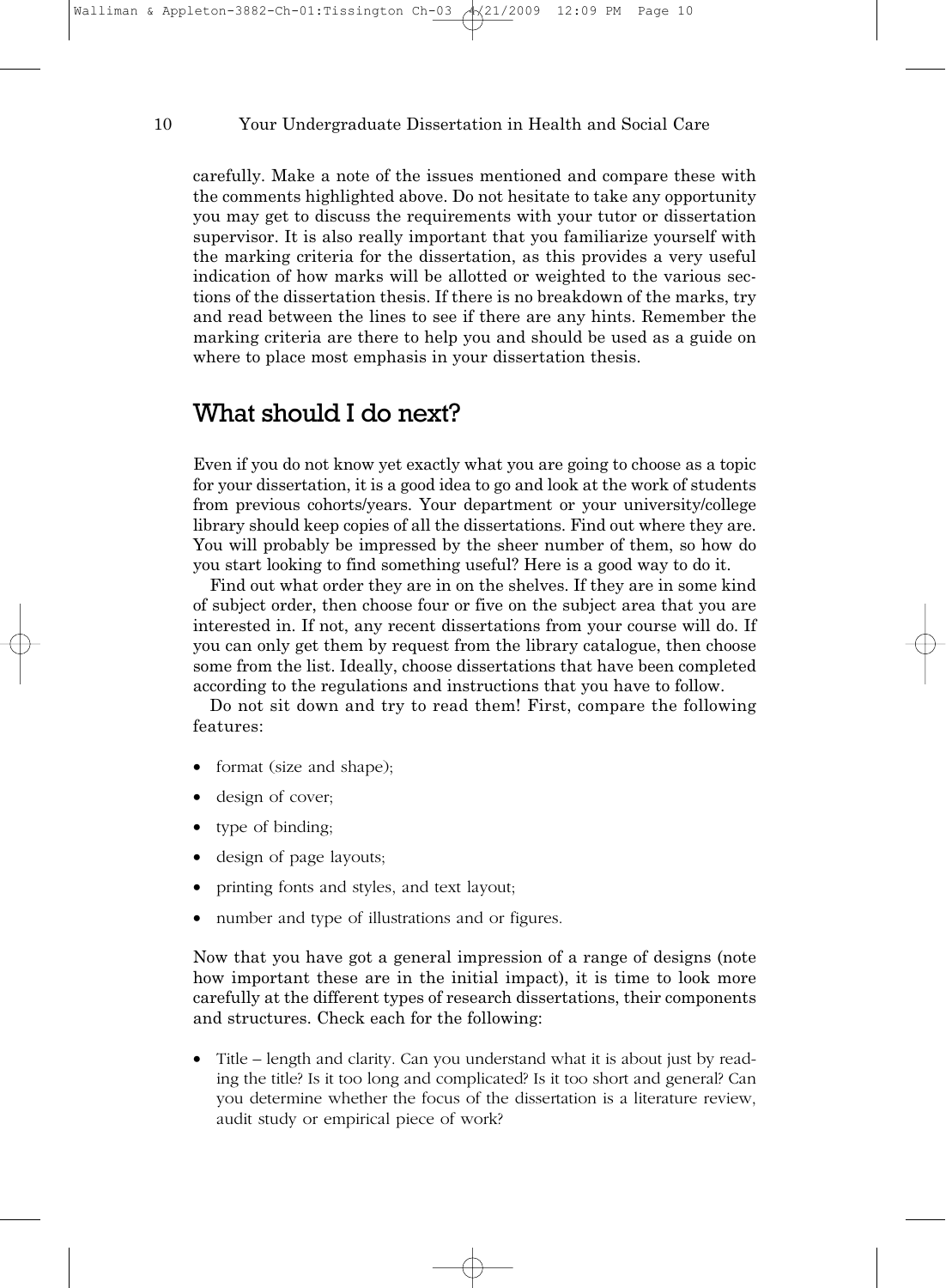carefully. Make a note of the issues mentioned and compare these with the comments highlighted above. Do not hesitate to take any opportunity you may get to discuss the requirements with your tutor or dissertation supervisor. It is also really important that you familiarize yourself with the marking criteria for the dissertation, as this provides a very useful indication of how marks will be allotted or weighted to the various sections of the dissertation thesis. If there is no breakdown of the marks, try and read between the lines to see if there are any hints. Remember the marking criteria are there to help you and should be used as a guide on where to place most emphasis in your dissertation thesis.

## What should I do next?

Even if you do not know yet exactly what you are going to choose as a topic for your dissertation, it is a good idea to go and look at the work of students from previous cohorts/years. Your department or your university/college library should keep copies of all the dissertations. Find out where they are. You will probably be impressed by the sheer number of them, so how do you start looking to find something useful? Here is a good way to do it.

Find out what order they are in on the shelves. If they are in some kind of subject order, then choose four or five on the subject area that you are interested in. If not, any recent dissertations from your course will do. If you can only get them by request from the library catalogue, then choose some from the list. Ideally, choose dissertations that have been completed according to the regulations and instructions that you have to follow.

Do not sit down and try to read them! First, compare the following features:

- format (size and shape);
- design of cover;
- type of binding;
- design of page layouts;
- printing fonts and styles, and text layout;
- number and type of illustrations and or figures.

Now that you have got a general impression of a range of designs (note how important these are in the initial impact), it is time to look more carefully at the different types of research dissertations, their components and structures. Check each for the following:

- Title – length and clarity. Can you understand what it is about just by reading the title? Is it too long and complicated? Is it too short and general? Can you determine whether the focus of the dissertation is a literature review, audit study or empirical piece of work?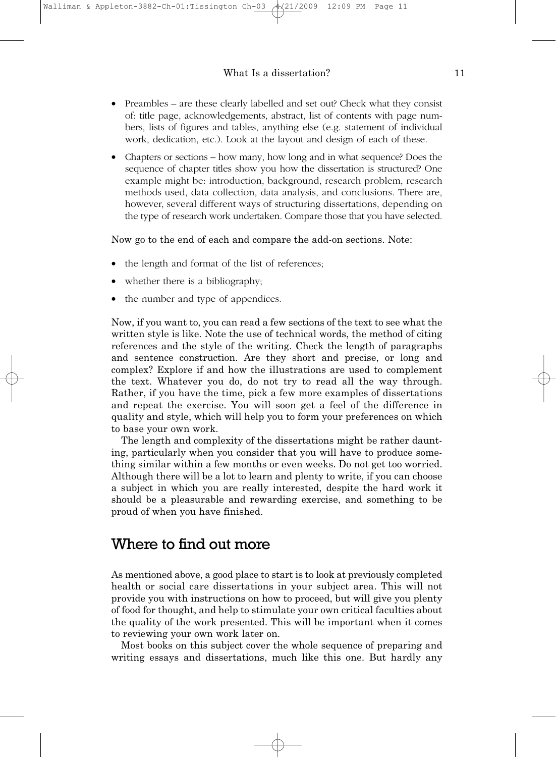- Preambles – are these clearly labelled and set out? Check what they consist of: title page, acknowledgements, abstract, list of contents with page numbers, lists of figures and tables, anything else (e.g. statement of individual work, dedication, etc.). Look at the layout and design of each of these.
- Chapters or sections – how many, how long and in what sequence? Does the sequence of chapter titles show you how the dissertation is structured? One example might be: introduction, background, research problem, research methods used, data collection, data analysis, and conclusions. There are, however, several different ways of structuring dissertations, depending on the type of research work undertaken. Compare those that you have selected.

Now go to the end of each and compare the add-on sections. Note:

- the length and format of the list of references;
- whether there is a bibliography;
- the number and type of appendices.

Now, if you want to, you can read a few sections of the text to see what the written style is like. Note the use of technical words, the method of citing references and the style of the writing. Check the length of paragraphs and sentence construction. Are they short and precise, or long and complex? Explore if and how the illustrations are used to complement the text. Whatever you do, do not try to read all the way through. Rather, if you have the time, pick a few more examples of dissertations and repeat the exercise. You will soon get a feel of the difference in quality and style, which will help you to form your preferences on which to base your own work.

The length and complexity of the dissertations might be rather daunting, particularly when you consider that you will have to produce something similar within a few months or even weeks. Do not get too worried. Although there will be a lot to learn and plenty to write, if you can choose a subject in which you are really interested, despite the hard work it should be a pleasurable and rewarding exercise, and something to be proud of when you have finished.

## Where to find out more

As mentioned above, a good place to start is to look at previously completed health or social care dissertations in your subject area. This will not provide you with instructions on how to proceed, but will give you plenty of food for thought, and help to stimulate your own critical faculties about the quality of the work presented. This will be important when it comes to reviewing your own work later on.

Most books on this subject cover the whole sequence of preparing and writing essays and dissertations, much like this one. But hardly any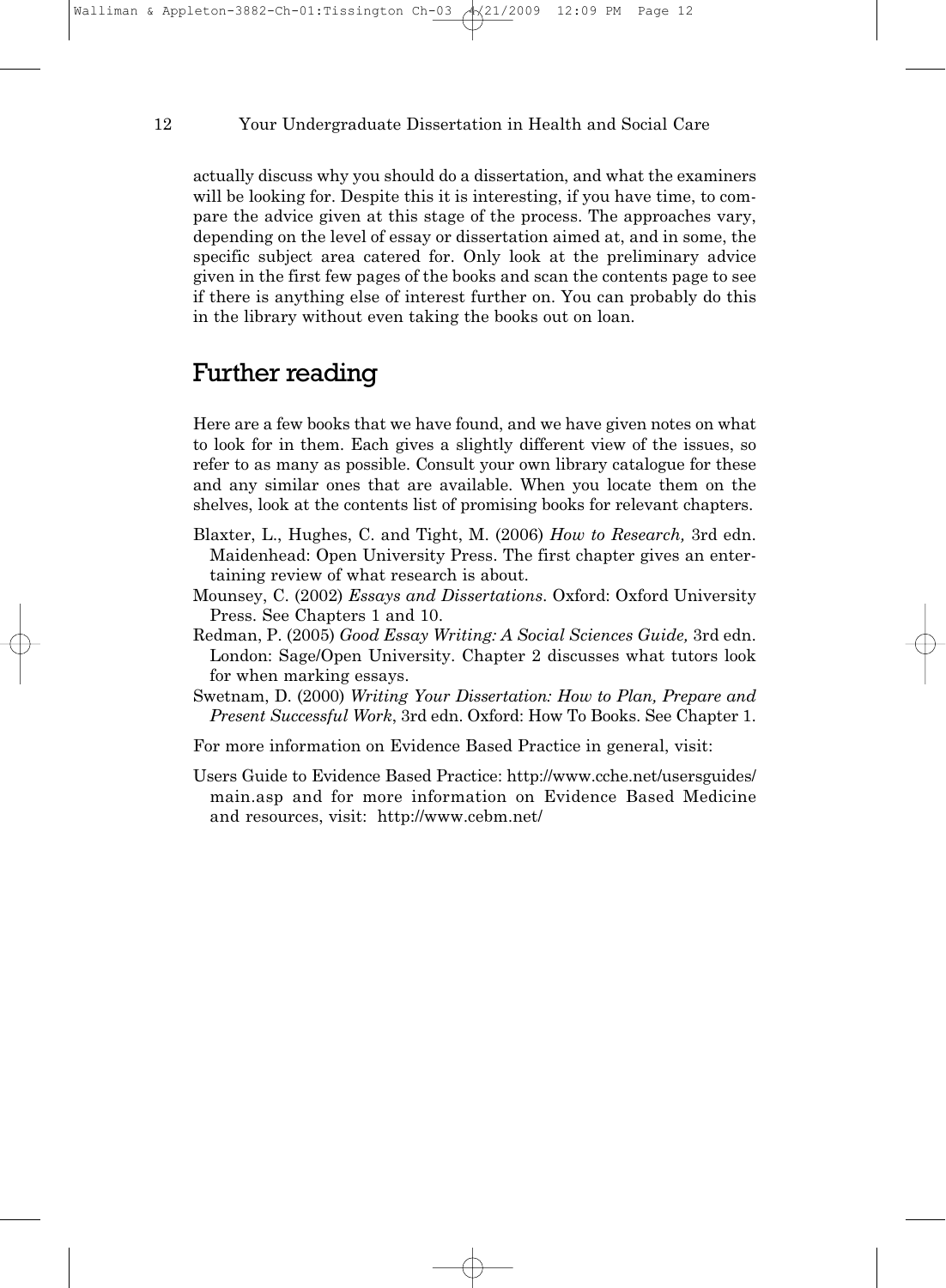actually discuss why you should do a dissertation, and what the examiners will be looking for. Despite this it is interesting, if you have time, to compare the advice given at this stage of the process. The approaches vary, depending on the level of essay or dissertation aimed at, and in some, the specific subject area catered for. Only look at the preliminary advice given in the first few pages of the books and scan the contents page to see if there is anything else of interest further on. You can probably do this in the library without even taking the books out on loan.

## Further reading

Here are a few books that we have found, and we have given notes on what to look for in them. Each gives a slightly different view of the issues, so refer to as many as possible. Consult your own library catalogue for these and any similar ones that are available. When you locate them on the shelves, look at the contents list of promising books for relevant chapters.

Blaxter, L., Hughes, C. and Tight, M. (2006) *How to Research,* 3rd edn. Maidenhead: Open University Press. The first chapter gives an entertaining review of what research is about.

Mounsey, C. (2002) *Essays and Dissertations*. Oxford: Oxford University Press. See Chapters 1 and 10.

Redman, P. (2005) *Good Essay Writing: A Social Sciences Guide,* 3rd edn. London: Sage/Open University. Chapter 2 discusses what tutors look for when marking essays.

Swetnam, D. (2000) *Writing Your Dissertation: How to Plan, Prepare and Present Successful Work*, 3rd edn. Oxford: How To Books. See Chapter 1.

For more information on Evidence Based Practice in general, visit:

Users Guide to Evidence Based Practice: http://www.cche.net/usersguides/main.asp and for more information on Evidence Based Medicine and resources, visit: http://www.cebm.net/